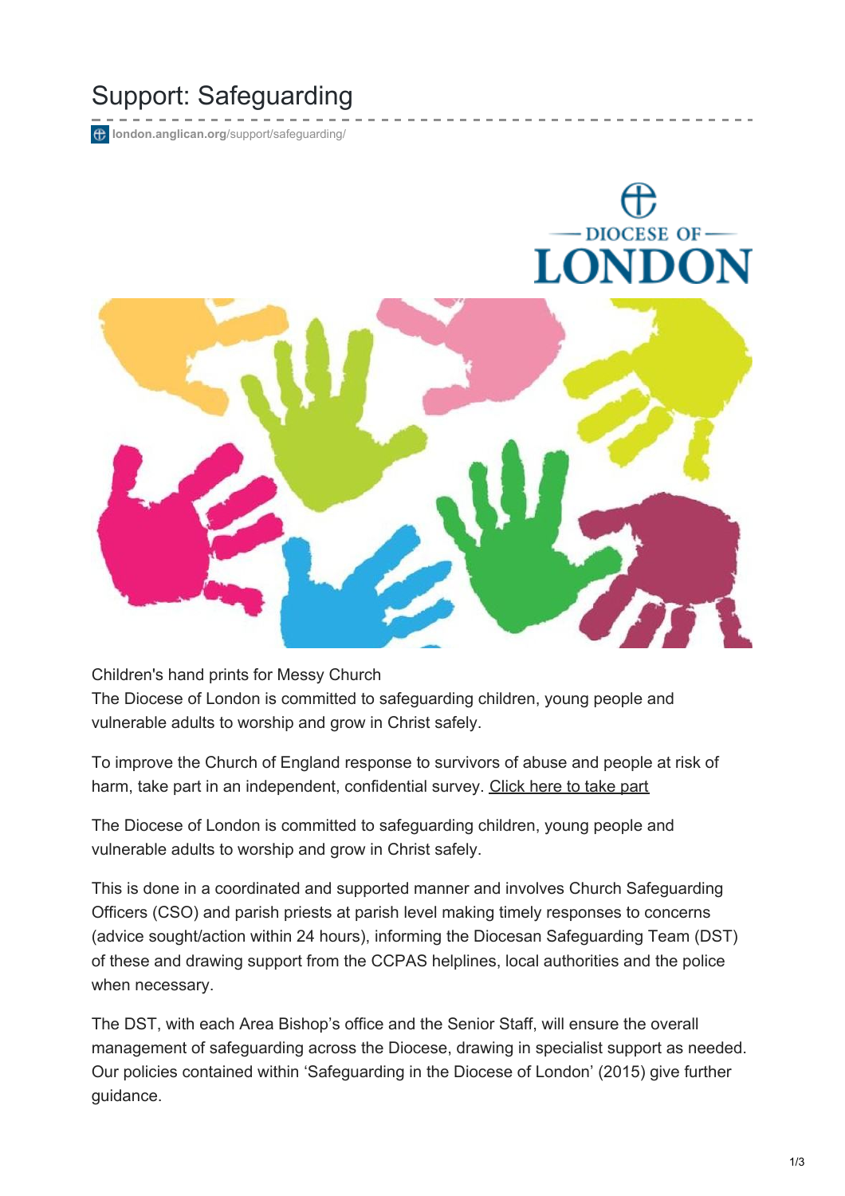# Support: Safeguarding

london.anglican.org/support/safeguarding/

Children's hand prints for Messy Church

The Diocese of London is committed to safeguarding children, young people and vulnerable adults to worship and grow in Christ safely.

To improve the Church of England response to survivors of abuse and people at risk of harm, take part in an independent, confidential survey. Click here to take part

The Diocese of London is committed to safeguarding children, young people and vulnerable adults to worship and grow in Christ safely.

This is done in a coordinated and supported manner and involves Church Safeguarding Officers (CSO) and parish priests at parish level making timely responses to concerns (advice sought/action within 24 hours), informing the Diocesan Safeguarding Team (DST) of these and drawing support from the CCPAS helplines, local authorities and the police when necessary.

The DST, with each Area Bishop's office and the Senior Staff, will ensure the overall management of safeguarding across the Diocese, drawing in specialist support as needed. Our policies contained within 'Safeguarding in the Diocese of London' (2015) give further guidance.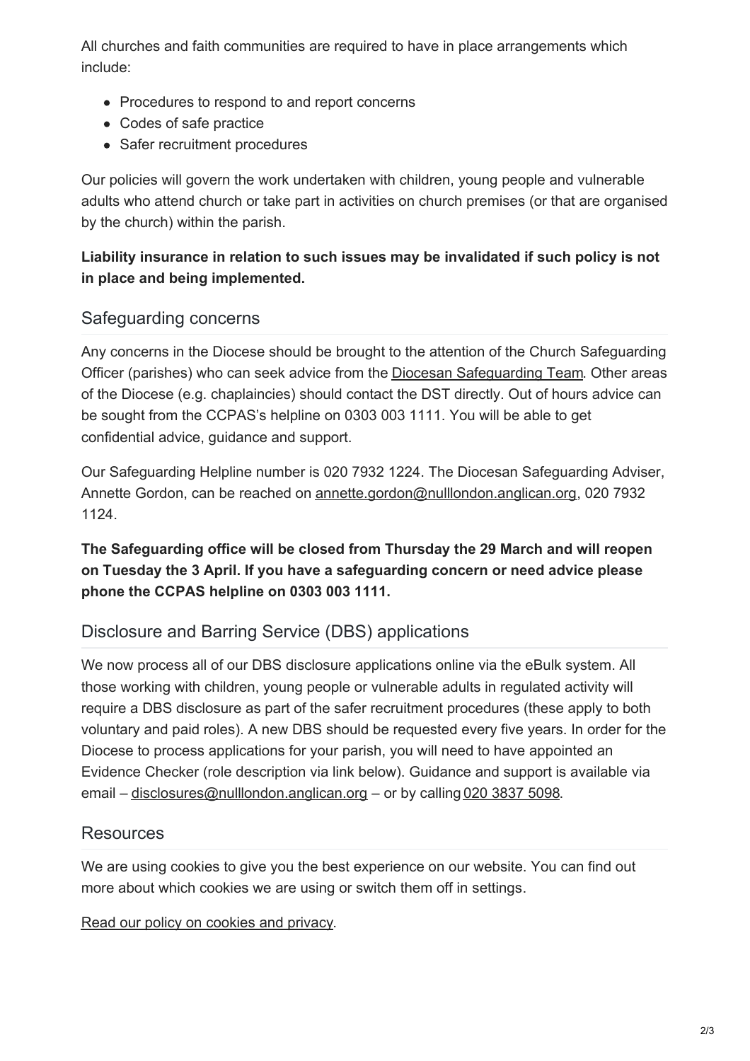All churches and faith communities are required to have in place arrangements which include:

- Procedures to respond to and report concerns
- Codes of safe practice
- Safer recruitment procedures

Our policies will govern the work undertaken with children, young people and vulnerable adults who attend church or take part in activities on church premises (or that are organised by the church) within the parish.

**Liability insurance in relation to such issues may be invalidated if such policy is not in place and being implemented.**

## Safeguarding concerns

Any concerns in the Diocese should be brought to the attention of the Church Safeguarding Officer (parishes) who can seek advice from the Diocesan Safeguarding Team. Other areas of the Diocese (e.g. chaplaincies) should contact the DST directly. Out of hours advice can be sought from the CCPAS's helpline on 0303 003 1111. You will be able to get confidential advice, guidance and support.

Our Safeguarding Helpline number is 020 7932 1224. The Diocesan Safeguarding Adviser, Annette Gordon, can be reached on annette.gordon@nulllondon.anglican.org, 020 7932 1124.

**The Safeguarding office will be closed from Thursday the 29 March and will reopen on Tuesday the 3 April. If you have a safeguarding concern or need advice please phone the CCPAS helpline on 0303 003 1111.**

## Disclosure and Barring Service (DBS) applications

We now process all of our DBS disclosure applications online via the eBulk system. All those working with children, young people or vulnerable adults in regulated activity will require a DBS disclosure as part of the safer recruitment procedures (these apply to both voluntary and paid roles). A new DBS should be requested every five years. In order for the Diocese to process applications for your parish, you will need to have appointed an Evidence Checker (role description via link below). Guidance and support is available via email – disclosures@nulllondon.anglican.org – or by calling 020 3837 5098.

## Resources

We are using cookies to give you the best experience on our website. You can find out more about which cookies we are using or switch them off in settings.

Read our policy on cookies and privacy.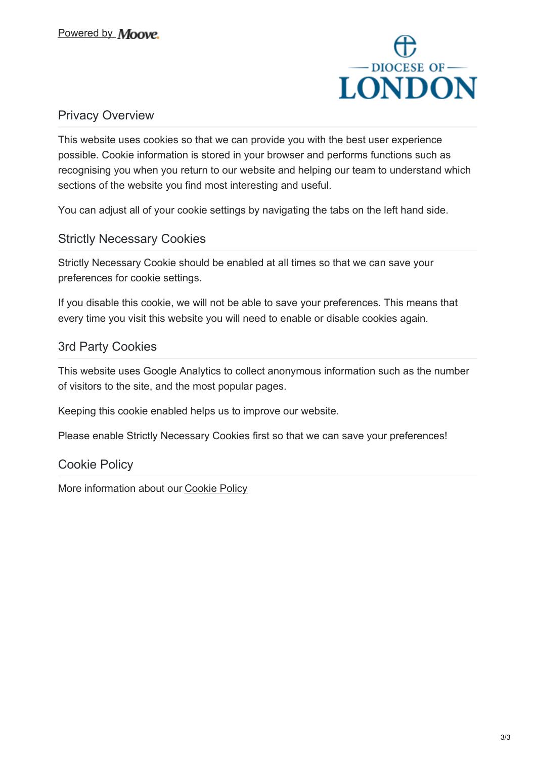Powered by Moove

DIOCESE OF LONDON

## Privacy Overview

This website uses cookies so that we can provide you with the best user experience possible. Cookie information is stored in your browser and performs functions such as recognising you when you return to our website and helping our team to understand which sections of the website you find most interesting and useful.

You can adjust all of your cookie settings by navigating the tabs on the left hand side.

## Strictly Necessary Cookies

Strictly Necessary Cookie should be enabled at all times so that we can save your preferences for cookie settings.

If you disable this cookie, we will not be able to save your preferences. This means that every time you visit this website you will need to enable or disable cookies again.

## 3rd Party Cookies

This website uses Google Analytics to collect anonymous information such as the number of visitors to the site, and the most popular pages.

Keeping this cookie enabled helps us to improve our website.

Please enable Strictly Necessary Cookies first so that we can save your preferences!

## Cookie Policy

More information about our Cookie Policy